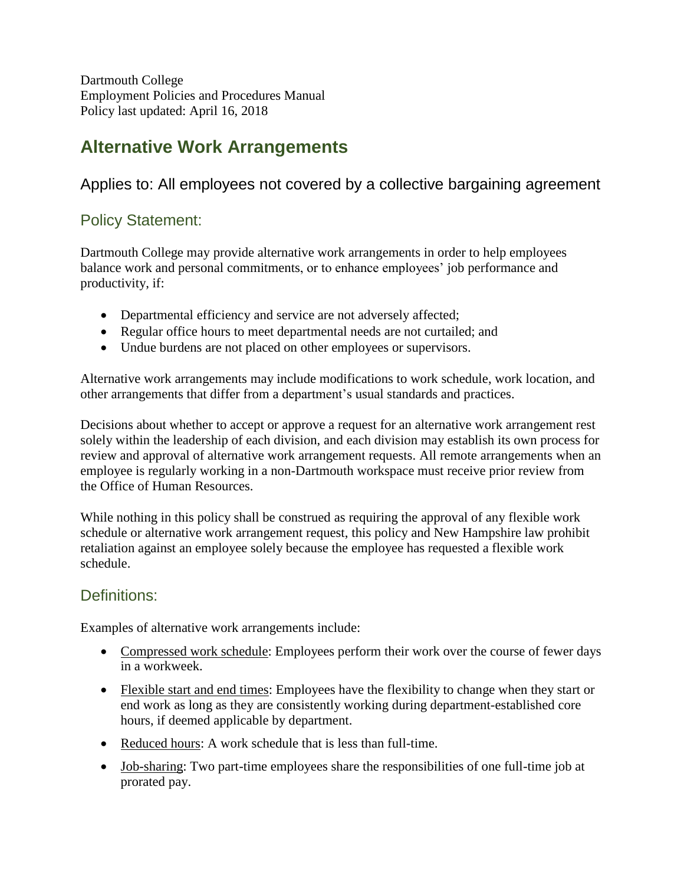Dartmouth College
Employment Policies and Procedures Manual
Policy last updated: April 16, 2018

# Alternative Work Arrangements

## Applies to: All employees not covered by a collective bargaining agreement

### Policy Statement:

Dartmouth College may provide alternative work arrangements in order to help employees balance work and personal commitments, or to enhance employees' job performance and productivity, if:

- Departmental efficiency and service are not adversely affected;
- Regular office hours to meet departmental needs are not curtailed; and
- Undue burdens are not placed on other employees or supervisors.

Alternative work arrangements may include modifications to work schedule, work location, and other arrangements that differ from a department's usual standards and practices.

Decisions about whether to accept or approve a request for an alternative work arrangement rest solely within the leadership of each division, and each division may establish its own process for review and approval of alternative work arrangement requests. All remote arrangements when an employee is regularly working in a non-Dartmouth workspace must receive prior review from the Office of Human Resources.

While nothing in this policy shall be construed as requiring the approval of any flexible work schedule or alternative work arrangement request, this policy and New Hampshire law prohibit retaliation against an employee solely because the employee has requested a flexible work schedule.

### Definitions:

Examples of alternative work arrangements include:

- Compressed work schedule: Employees perform their work over the course of fewer days in a workweek.
- Flexible start and end times: Employees have the flexibility to change when they start or end work as long as they are consistently working during department-established core hours, if deemed applicable by department.
- Reduced hours: A work schedule that is less than full-time.
- Job-sharing: Two part-time employees share the responsibilities of one full-time job at prorated pay.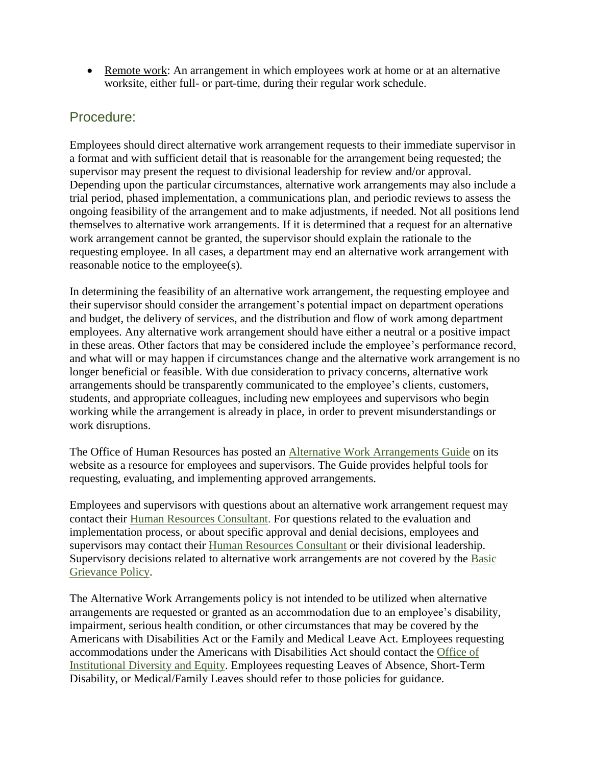- Remote work: An arrangement in which employees work at home or at an alternative worksite, either full- or part-time, during their regular work schedule.

## Procedure:

Employees should direct alternative work arrangement requests to their immediate supervisor in a format and with sufficient detail that is reasonable for the arrangement being requested; the supervisor may present the request to divisional leadership for review and/or approval. Depending upon the particular circumstances, alternative work arrangements may also include a trial period, phased implementation, a communications plan, and periodic reviews to assess the ongoing feasibility of the arrangement and to make adjustments, if needed. Not all positions lend themselves to alternative work arrangements. If it is determined that a request for an alternative work arrangement cannot be granted, the supervisor should explain the rationale to the requesting employee. In all cases, a department may end an alternative work arrangement with reasonable notice to the employee(s).

In determining the feasibility of an alternative work arrangement, the requesting employee and their supervisor should consider the arrangement's potential impact on department operations and budget, the delivery of services, and the distribution and flow of work among department employees. Any alternative work arrangement should have either a neutral or a positive impact in these areas. Other factors that may be considered include the employee's performance record, and what will or may happen if circumstances change and the alternative work arrangement is no longer beneficial or feasible. With due consideration to privacy concerns, alternative work arrangements should be transparently communicated to the employee's clients, customers, students, and appropriate colleagues, including new employees and supervisors who begin working while the arrangement is already in place, in order to prevent misunderstandings or work disruptions.

The Office of Human Resources has posted an Alternative Work Arrangements Guide on its website as a resource for employees and supervisors. The Guide provides helpful tools for requesting, evaluating, and implementing approved arrangements.

Employees and supervisors with questions about an alternative work arrangement request may contact their Human Resources Consultant. For questions related to the evaluation and implementation process, or about specific approval and denial decisions, employees and supervisors may contact their Human Resources Consultant or their divisional leadership. Supervisory decisions related to alternative work arrangements are not covered by the Basic Grievance Policy.

The Alternative Work Arrangements policy is not intended to be utilized when alternative arrangements are requested or granted as an accommodation due to an employee's disability, impairment, serious health condition, or other circumstances that may be covered by the Americans with Disabilities Act or the Family and Medical Leave Act. Employees requesting accommodations under the Americans with Disabilities Act should contact the Office of Institutional Diversity and Equity. Employees requesting Leaves of Absence, Short-Term Disability, or Medical/Family Leaves should refer to those policies for guidance.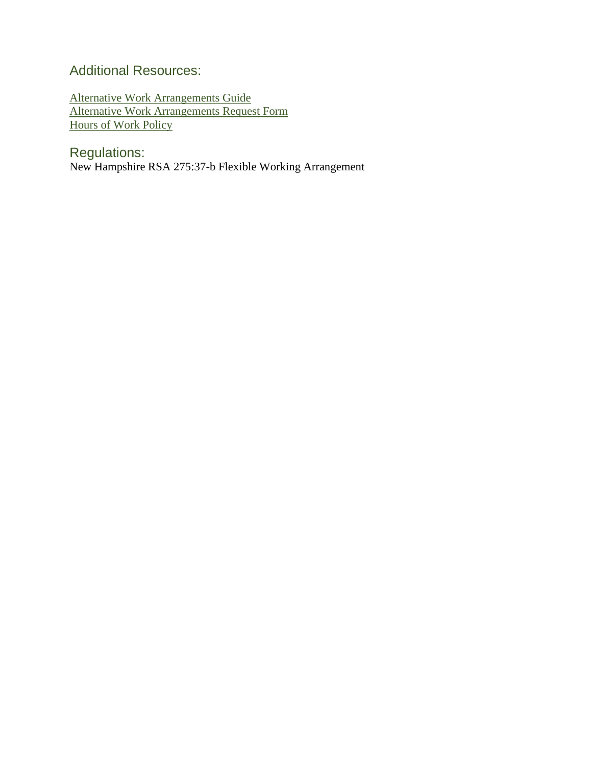## Additional Resources:

Alternative Work Arrangements Guide
Alternative Work Arrangements Request Form
Hours of Work Policy

## Regulations:

New Hampshire RSA 275:37-b Flexible Working Arrangement